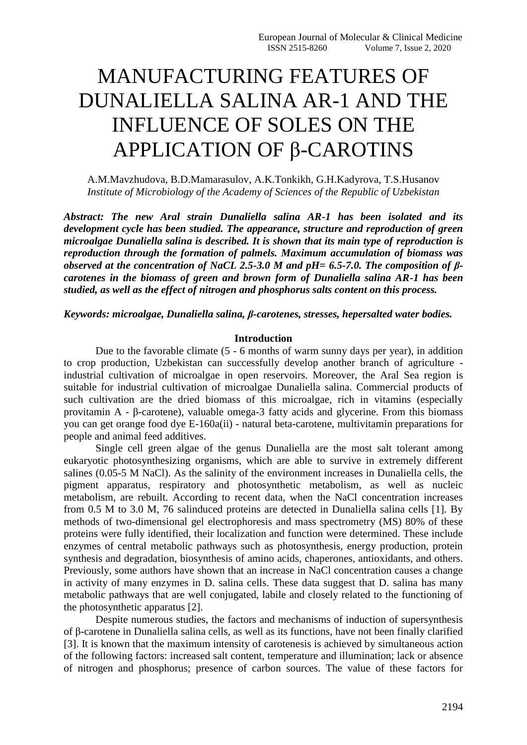# MANUFACTURING FEATURES OF DUNALIELLA SALINA AR-1 AND THE INFLUENCE OF SOLES ON THE APPLICATION OF β-CAROTINS

A.M.Mavzhudova, B.D.Mamarasulov, A.K.Tonkikh, G.H.Kadyrova, T.S.Husanov
*Institute of Microbiology of the Academy of Sciences of the Republic of Uzbekistan*

***Abstract: The new Aral strain Dunaliella salina AR-1 has been isolated and its development cycle has been studied. The appearance, structure and reproduction of green microalgae Dunaliella salina is described. It is shown that its main type of reproduction is reproduction through the formation of palmels. Maximum accumulation of biomass was observed at the concentration of NaCL 2.5-3.0 M and pH= 6.5-7.0. The composition of β-carotenes in the biomass of green and brown form of Dunaliella salina AR-1 has been studied, as well as the effect of nitrogen and phosphorus salts content on this process.***

***Keywords: microalgae, Dunaliella salina, β-carotenes, stresses, hepersalted water bodies.***

## Introduction

Due to the favorable climate (5 - 6 months of warm sunny days per year), in addition to crop production, Uzbekistan can successfully develop another branch of agriculture - industrial cultivation of microalgae in open reservoirs. Moreover, the Aral Sea region is suitable for industrial cultivation of microalgae Dunaliella salina. Commercial products of such cultivation are the dried biomass of this microalgae, rich in vitamins (especially provitamin A - β-carotene), valuable omega-3 fatty acids and glycerine. From this biomass you can get orange food dye E-160a(ii) - natural beta-carotene, multivitamin preparations for people and animal feed additives.

Single cell green algae of the genus Dunaliella are the most salt tolerant among eukaryotic photosynthesizing organisms, which are able to survive in extremely different salines (0.05-5 M NaCl). As the salinity of the environment increases in Dunaliella cells, the pigment apparatus, respiratory and photosynthetic metabolism, as well as nucleic metabolism, are rebuilt. According to recent data, when the NaCl concentration increases from 0.5 M to 3.0 M, 76 salinduced proteins are detected in Dunaliella salina cells [1]. By methods of two-dimensional gel electrophoresis and mass spectrometry (MS) 80% of these proteins were fully identified, their localization and function were determined. These include enzymes of central metabolic pathways such as photosynthesis, energy production, protein synthesis and degradation, biosynthesis of amino acids, chaperones, antioxidants, and others. Previously, some authors have shown that an increase in NaCl concentration causes a change in activity of many enzymes in D. salina cells. These data suggest that D. salina has many metabolic pathways that are well conjugated, labile and closely related to the functioning of the photosynthetic apparatus [2].

Despite numerous studies, the factors and mechanisms of induction of supersynthesis of β-carotene in Dunaliella salina cells, as well as its functions, have not been finally clarified [3]. It is known that the maximum intensity of carotenesis is achieved by simultaneous action of the following factors: increased salt content, temperature and illumination; lack or absence of nitrogen and phosphorus; presence of carbon sources. The value of these factors for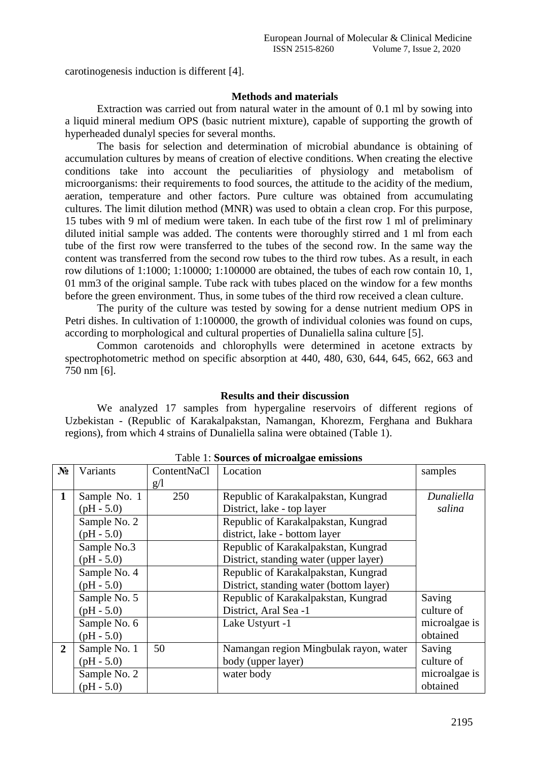carotinogenesis induction is different [4].

### Methods and materials

Extraction was carried out from natural water in the amount of 0.1 ml by sowing into a liquid mineral medium OPS (basic nutrient mixture), capable of supporting the growth of hyperheaded dunalyl species for several months.

The basis for selection and determination of microbial abundance is obtaining of accumulation cultures by means of creation of elective conditions. When creating the elective conditions take into account the peculiarities of physiology and metabolism of microorganisms: their requirements to food sources, the attitude to the acidity of the medium, aeration, temperature and other factors. Pure culture was obtained from accumulating cultures. The limit dilution method (MNR) was used to obtain a clean crop. For this purpose, 15 tubes with 9 ml of medium were taken. In each tube of the first row 1 ml of preliminary diluted initial sample was added. The contents were thoroughly stirred and 1 ml from each tube of the first row were transferred to the tubes of the second row. In the same way the content was transferred from the second row tubes to the third row tubes. As a result, in each row dilutions of 1:1000; 1:10000; 1:100000 are obtained, the tubes of each row contain 10, 1, 01 mm3 of the original sample. Tube rack with tubes placed on the window for a few months before the green environment. Thus, in some tubes of the third row received a clean culture.

The purity of the culture was tested by sowing for a dense nutrient medium OPS in Petri dishes. In cultivation of 1:100000, the growth of individual colonies was found on cups, according to morphological and cultural properties of Dunaliella salina culture [5].

Common carotenoids and chlorophylls were determined in acetone extracts by spectrophotometric method on specific absorption at 440, 480, 630, 644, 645, 662, 663 and 750 nm [6].

### Results and their discussion

We analyzed 17 samples from hypergaline reservoirs of different regions of Uzbekistan - (Republic of Karakalpakstan, Namangan, Khorezm, Ferghana and Bukhara regions), from which 4 strains of Dunaliella salina were obtained (Table 1).

Table 1: **Sources of microalgae emissions**

| № | Variants | ContentNaCl g/l | Location | samples |
|---|---|---|---|---|
| **1** | Sample No. 1 (pH - 5.0) | 250 | Republic of Karakalpakstan, Kungrad District, lake - top layer | *Dunaliella salina* |
| | Sample No. 2 (pH - 5.0) | | Republic of Karakalpakstan, Kungrad district, lake - bottom layer | |
| | Sample No.3 (pH - 5.0) | | Republic of Karakalpakstan, Kungrad District, standing water (upper layer) | |
| | Sample No. 4 (pH - 5.0) | | Republic of Karakalpakstan, Kungrad District, standing water (bottom layer) | |
| | Sample No. 5 (pH - 5.0) | | Republic of Karakalpakstan, Kungrad District, Aral Sea -1 | Saving culture of microalgae is obtained |
| | Sample No. 6 (pH - 5.0) | | Lake Ustyurt -1 | |
| **2** | Sample No. 1 (pH - 5.0) | 50 | Namangan region Mingbulak rayon, water body (upper layer) | Saving culture of microalgae is obtained |
| | Sample No. 2 (pH - 5.0) | | water body | |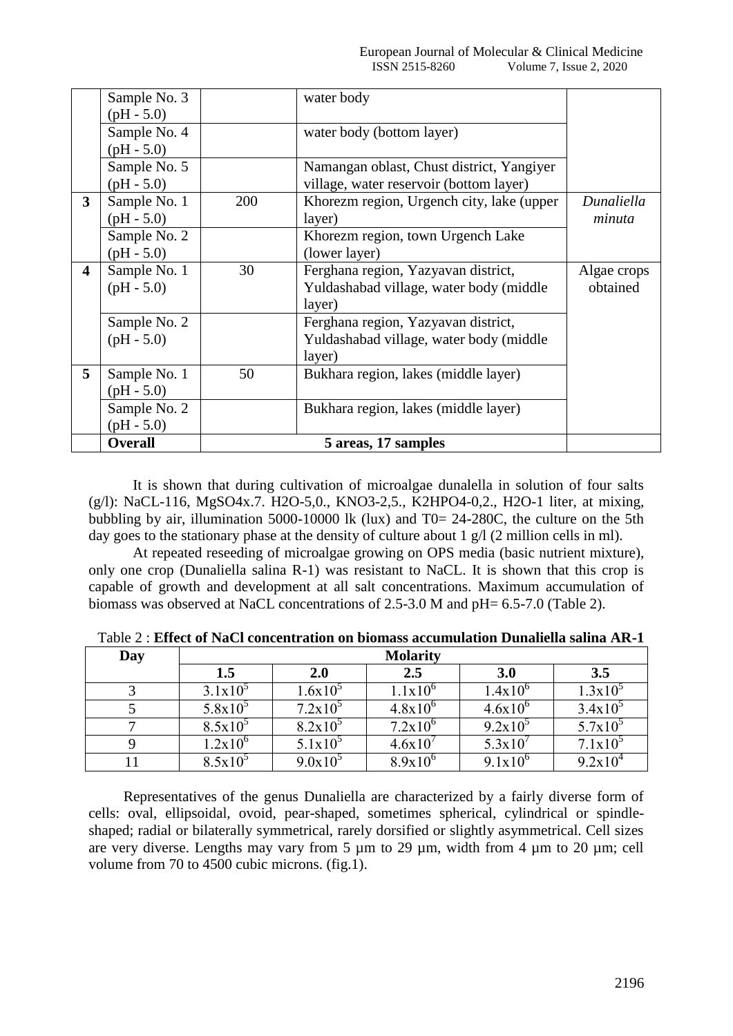|  | Sample No. 3 (pH - 5.0) |  | water body |  |
|---|---|---|---|---|
|  | Sample No. 4 (pH - 5.0) |  | water body (bottom layer) |  |
|  | Sample No. 5 (pH - 5.0) |  | Namangan oblast, Chust district, Yangiyer village, water reservoir (bottom layer) |  |
| **3** | Sample No. 1 (pH - 5.0) | 200 | Khorezm region, Urgench city, lake (upper layer) | *Dunaliella minuta* |
|  | Sample No. 2 (pH - 5.0) |  | Khorezm region, town Urgench Lake (lower layer) |  |
| **4** | Sample No. 1 (pH - 5.0) | 30 | Ferghana region, Yazyavan district, Yuldashabad village, water body (middle layer) | Algae crops obtained |
|  | Sample No. 2 (pH - 5.0) |  | Ferghana region, Yazyavan district, Yuldashabad village, water body (middle layer) |  |
| **5** | Sample No. 1 (pH - 5.0) | 50 | Bukhara region, lakes (middle layer) |  |
|  | Sample No. 2 (pH - 5.0) |  | Bukhara region, lakes (middle layer) |  |
|  | **Overall** | **5 areas, 17 samples** |  |  |

It is shown that during cultivation of microalgae dunalella in solution of four salts (g/l): NaCL-116, MgSO4x.7. H2O-5,0., KNO3-2,5., K2HPO4-0,2., H2O-1 liter, at mixing, bubbling by air, illumination 5000-10000 lk (lux) and T0= 24-280C, the culture on the 5th day goes to the stationary phase at the density of culture about 1 g/l (2 million cells in ml).

At repeated reseeding of microalgae growing on OPS media (basic nutrient mixture), only one crop (Dunaliella salina R-1) was resistant to NaCL. It is shown that this crop is capable of growth and development at all salt concentrations. Maximum accumulation of biomass was observed at NaCL concentrations of 2.5-3.0 M and pH= 6.5-7.0 (Table 2).

Table 2 : **Effect of NaCl concentration on biomass accumulation Dunaliella salina AR-1**

| Day | Molarity | | | | |
|---|---|---|---|---|---|
|  | **1.5** | **2.0** | **2.5** | **3.0** | **3.5** |
| 3 | $3.1x10^5$ | $1.6x10^5$ | $1.1x10^6$ | $1.4x10^6$ | $1.3x10^5$ |
| 5 | $5.8x10^5$ | $7.2x10^5$ | $4.8x10^6$ | $4.6x10^6$ | $3.4x10^5$ |
| 7 | $8.5x10^5$ | $8.2x10^5$ | $7.2x10^6$ | $9.2x10^5$ | $5.7x10^5$ |
| 9 | $1.2x10^6$ | $5.1x10^5$ | $4.6x10^7$ | $5.3x10^7$ | $7.1x10^5$ |
| 11 | $8.5x10^5$ | $9.0x10^5$ | $8.9x10^6$ | $9.1x10^6$ | $9.2x10^4$ |

Representatives of the genus Dunaliella are characterized by a fairly diverse form of cells: oval, ellipsoidal, ovoid, pear-shaped, sometimes spherical, cylindrical or spindle-shaped; radial or bilaterally symmetrical, rarely dorsified or slightly asymmetrical. Cell sizes are very diverse. Lengths may vary from 5 µm to 29 µm, width from 4 µm to 20 µm; cell volume from 70 to 4500 cubic microns. (fig.1).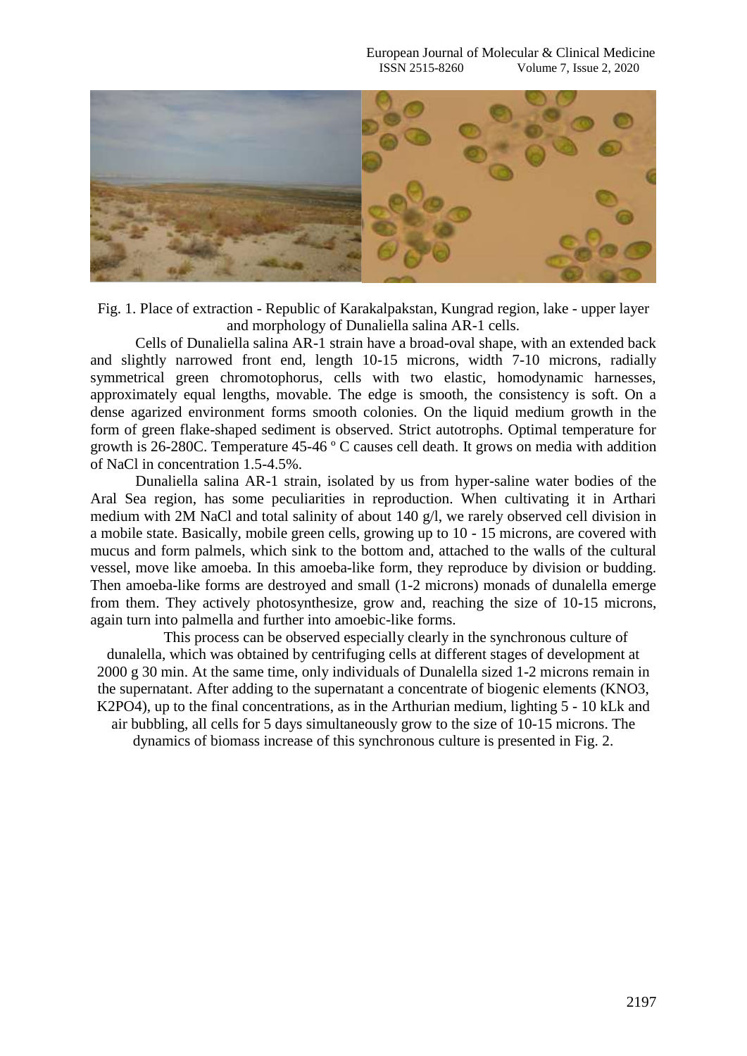Fig. 1. Place of extraction - Republic of Karakalpakstan, Kungrad region, lake - upper layer and morphology of Dunaliella salina AR-1 cells.

Cells of Dunaliella salina AR-1 strain have a broad-oval shape, with an extended back and slightly narrowed front end, length 10-15 microns, width 7-10 microns, radially symmetrical green chromotophorus, cells with two elastic, homodynamic harnesses, approximately equal lengths, movable. The edge is smooth, the consistency is soft. On a dense agarized environment forms smooth colonies. On the liquid medium growth in the form of green flake-shaped sediment is observed. Strict autotrophs. Optimal temperature for growth is 26-280C. Temperature 45-46 º C causes cell death. It grows on media with addition of NaCl in concentration 1.5-4.5%.

Dunaliella salina AR-1 strain, isolated by us from hyper-saline water bodies of the Aral Sea region, has some peculiarities in reproduction. When cultivating it in Arthari medium with 2M NaCl and total salinity of about 140 g/l, we rarely observed cell division in a mobile state. Basically, mobile green cells, growing up to 10 - 15 microns, are covered with mucus and form palmels, which sink to the bottom and, attached to the walls of the cultural vessel, move like amoeba. In this amoeba-like form, they reproduce by division or budding. Then amoeba-like forms are destroyed and small (1-2 microns) monads of dunalella emerge from them. They actively photosynthesize, grow and, reaching the size of 10-15 microns, again turn into palmella and further into amoebic-like forms.

This process can be observed especially clearly in the synchronous culture of dunalella, which was obtained by centrifuging cells at different stages of development at 2000 g 30 min. At the same time, only individuals of Dunalella sized 1-2 microns remain in the supernatant. After adding to the supernatant a concentrate of biogenic elements ($KNO_3$, $K_2PO_4$), up to the final concentrations, as in the Arthurian medium, lighting 5 - 10 kLk and air bubbling, all cells for 5 days simultaneously grow to the size of 10-15 microns. The dynamics of biomass increase of this synchronous culture is presented in Fig. 2.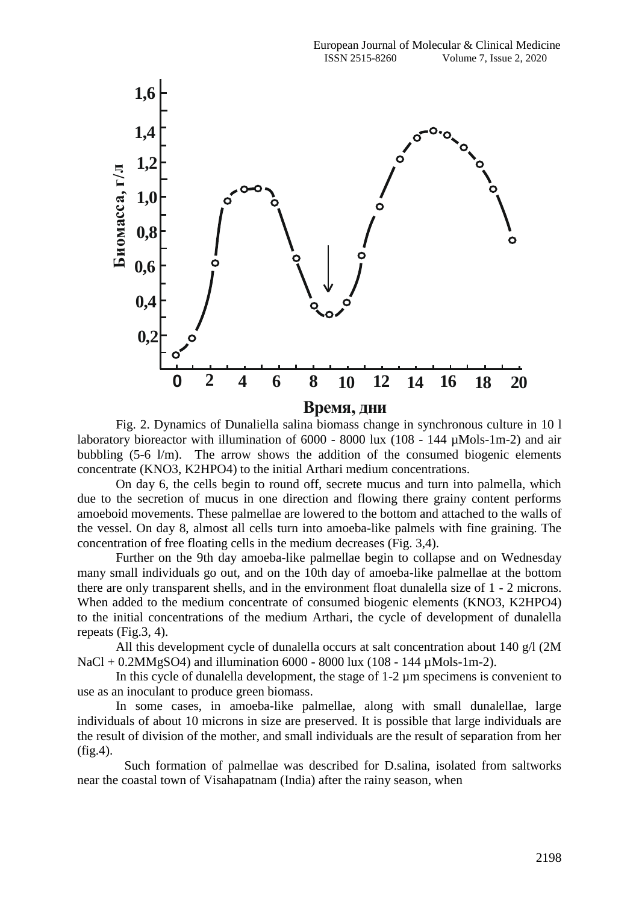Fig. 2. Dynamics of Dunaliella salina biomass change in synchronous culture in 10 l laboratory bioreactor with illumination of 6000 - 8000 lux (108 - 144 µMols-1m-2) and air bubbling (5-6 l/m). The arrow shows the addition of the consumed biogenic elements concentrate ($KNO_3$, $K_2HPO_4$) to the initial Arthari medium concentrations.

On day 6, the cells begin to round off, secrete mucus and turn into palmella, which due to the secretion of mucus in one direction and flowing there grainy content performs amoeboid movements. These palmellae are lowered to the bottom and attached to the walls of the vessel. On day 8, almost all cells turn into amoeba-like palmels with fine graining. The concentration of free floating cells in the medium decreases (Fig. 3,4).

Further on the 9th day amoeba-like palmellae begin to collapse and on Wednesday many small individuals go out, and on the 10th day of amoeba-like palmellae at the bottom there are only transparent shells, and in the environment float dunalella size of 1 - 2 microns. When added to the medium concentrate of consumed biogenic elements ($KNO_3$, $K_2HPO_4$) to the initial concentrations of the medium Arthari, the cycle of development of dunalella repeats (Fig.3, 4).

All this development cycle of dunalella occurs at salt concentration about 140 g/l (2M NaCl + 0.2M$MgSO_4$) and illumination 6000 - 8000 lux (108 - 144 µMols-1m-2).

In this cycle of dunalella development, the stage of 1-2 µm specimens is convenient to use as an inoculant to produce green biomass.

In some cases, in amoeba-like palmellae, along with small dunalellae, large individuals of about 10 microns in size are preserved. It is possible that large individuals are the result of division of the mother, and small individuals are the result of separation from her (fig.4).

Such formation of palmellae was described for D.salina, isolated from saltworks near the coastal town of Visahapatnam (India) after the rainy season, when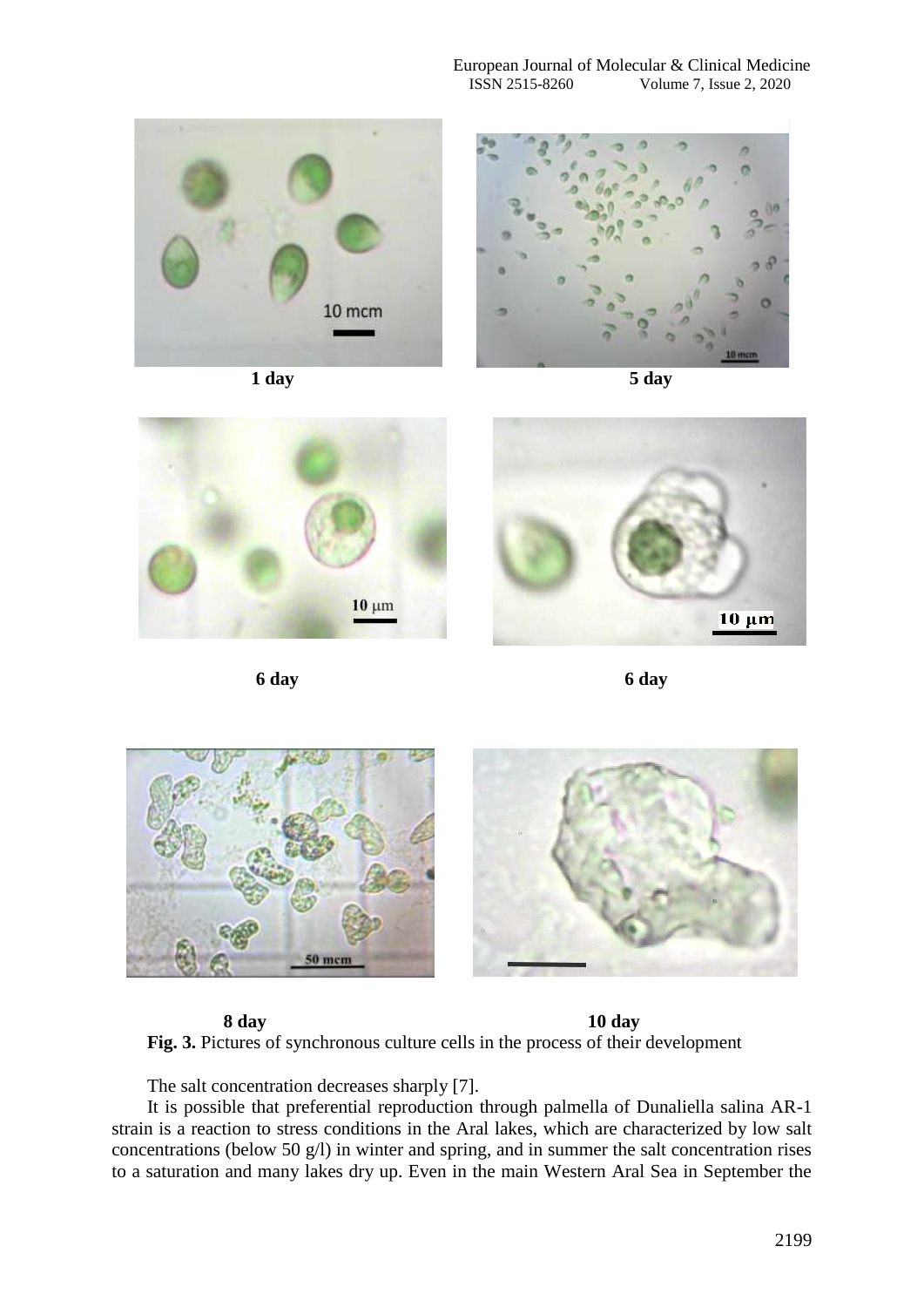1 day

5 day

6 day

6 day

8 day

10 day

**Fig. 3.** Pictures of synchronous culture cells in the process of their development

The salt concentration decreases sharply [7].

It is possible that preferential reproduction through palmella of Dunaliella salina AR-1 strain is a reaction to stress conditions in the Aral lakes, which are characterized by low salt concentrations (below 50 g/l) in winter and spring, and in summer the salt concentration rises to a saturation and many lakes dry up. Even in the main Western Aral Sea in September the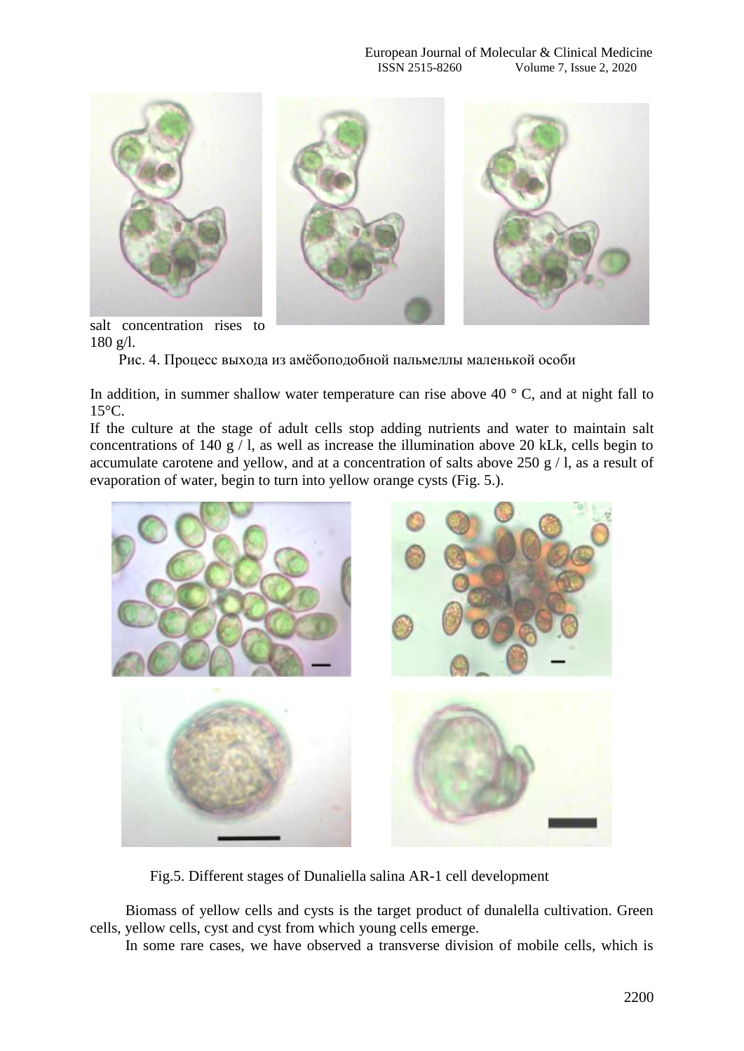salt concentration rises to 180 g/l.

Рис. 4. Процесс выхода из амёбоподобной пальмеллы маленькой особи

In addition, in summer shallow water temperature can rise above 40 ° C, and at night fall to 15°C.

If the culture at the stage of adult cells stop adding nutrients and water to maintain salt concentrations of 140 g / l, as well as increase the illumination above 20 kLk, cells begin to accumulate carotene and yellow, and at a concentration of salts above 250 g / l, as a result of evaporation of water, begin to turn into yellow orange cysts (Fig. 5.).

Fig.5. Different stages of Dunaliella salina AR-1 cell development

Biomass of yellow cells and cysts is the target product of dunalella cultivation. Green cells, yellow cells, cyst and cyst from which young cells emerge.

In some rare cases, we have observed a transverse division of mobile cells, which is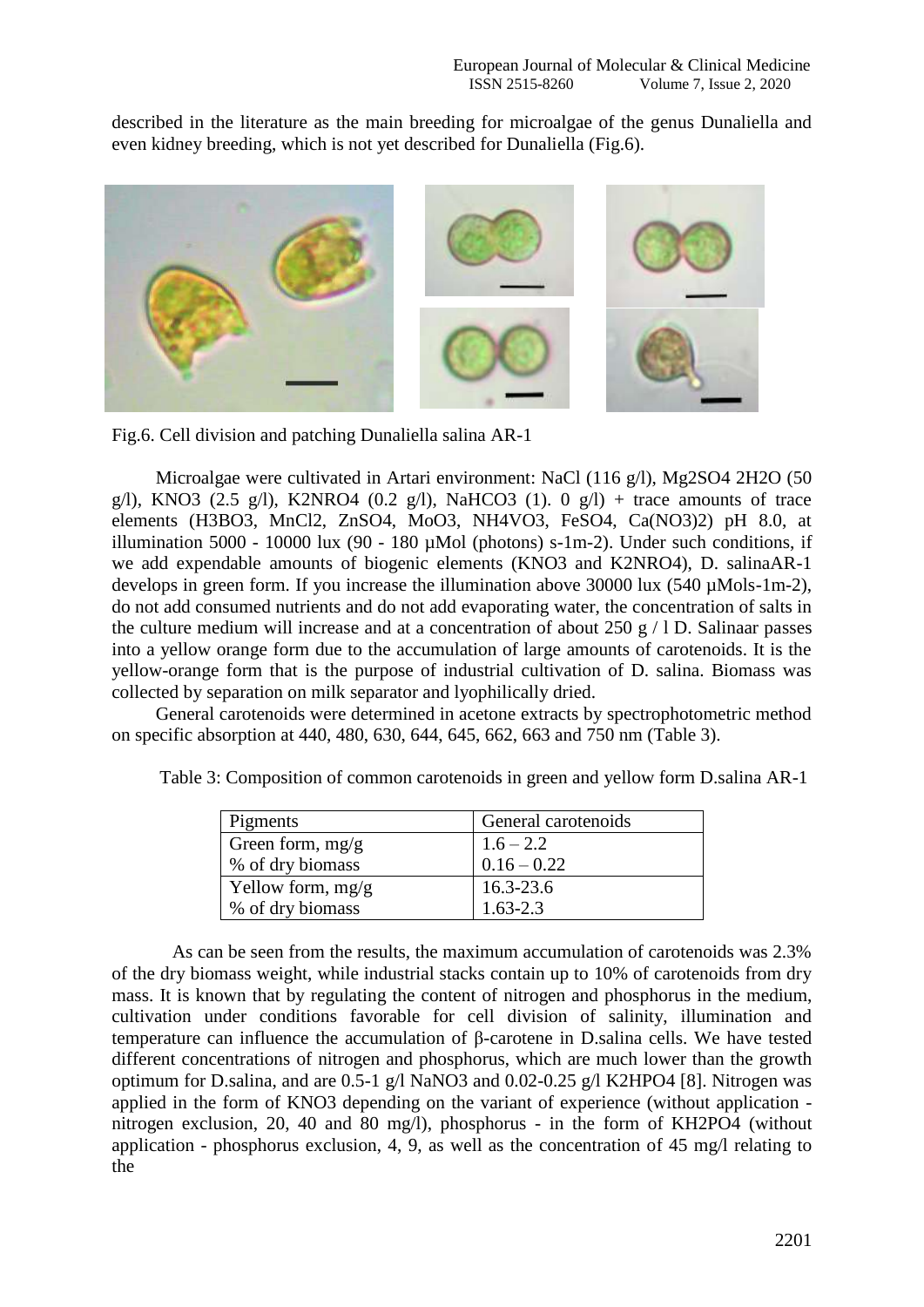described in the literature as the main breeding for microalgae of the genus Dunaliella and even kidney breeding, which is not yet described for Dunaliella (Fig.6).

Fig.6. Cell division and patching Dunaliella salina AR-1

Microalgae were cultivated in Artari environment: NaCl (116 g/l), Mg2SO4 2H2O (50 g/l), KNO3 (2.5 g/l), K2NRO4 (0.2 g/l), NaHCO3 (1). 0 g/l) + trace amounts of trace elements (H3BO3, MnCl2, ZnSO4, MoO3, NH4VO3, FeSO4, Ca(NO3)2) pH 8.0, at illumination 5000 - 10000 lux (90 - 180 µMol (photons) s-1m-2). Under such conditions, if we add expendable amounts of biogenic elements (KNO3 and K2NRO4), D. salinaAR-1 develops in green form. If you increase the illumination above 30000 lux (540 µMols-1m-2), do not add consumed nutrients and do not add evaporating water, the concentration of salts in the culture medium will increase and at a concentration of about 250 g / l D. Salinaar passes into a yellow orange form due to the accumulation of large amounts of carotenoids. It is the yellow-orange form that is the purpose of industrial cultivation of D. salina. Biomass was collected by separation on milk separator and lyophilically dried.

General carotenoids were determined in acetone extracts by spectrophotometric method on specific absorption at 440, 480, 630, 644, 645, 662, 663 and 750 nm (Table 3).

Table 3: Composition of common carotenoids in green and yellow form D.salina AR-1

| Pigments | General carotenoids |
|---|---|
| Green form, mg/g | 1.6 – 2.2 |
| % of dry biomass | 0.16 – 0.22 |
| Yellow form, mg/g | 16.3-23.6 |
| % of dry biomass | 1.63-2.3 |

As can be seen from the results, the maximum accumulation of carotenoids was 2.3% of the dry biomass weight, while industrial stacks contain up to 10% of carotenoids from dry mass. It is known that by regulating the content of nitrogen and phosphorus in the medium, cultivation under conditions favorable for cell division of salinity, illumination and temperature can influence the accumulation of β-carotene in D.salina cells. We have tested different concentrations of nitrogen and phosphorus, which are much lower than the growth optimum for D.salina, and are 0.5-1 g/l NaNO3 and 0.02-0.25 g/l K2HPO4 [8]. Nitrogen was applied in the form of KNO3 depending on the variant of experience (without application - nitrogen exclusion, 20, 40 and 80 mg/l), phosphorus - in the form of KH2PO4 (without application - phosphorus exclusion, 4, 9, as well as the concentration of 45 mg/l relating to the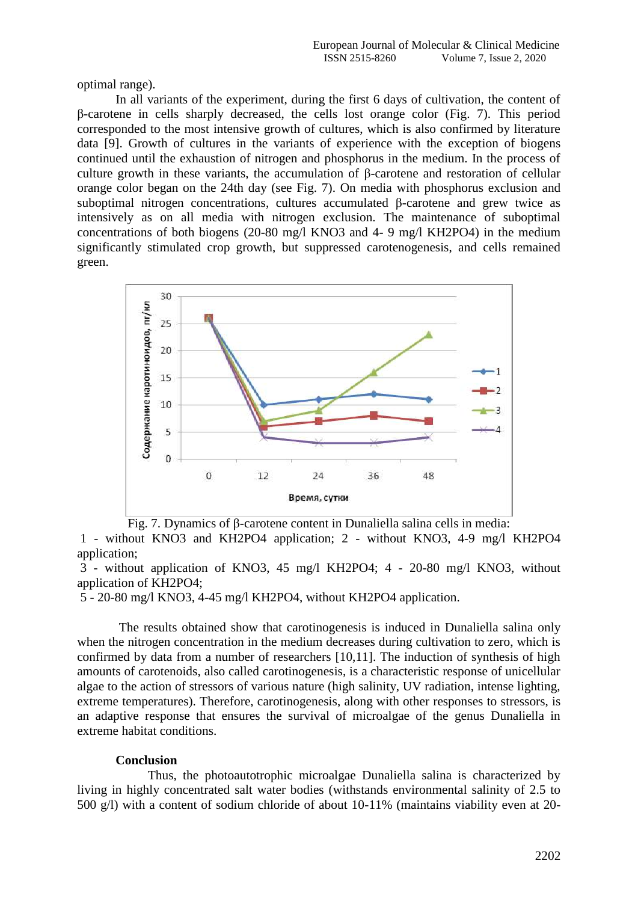optimal range).

In all variants of the experiment, during the first 6 days of cultivation, the content of β-carotene in cells sharply decreased, the cells lost orange color (Fig. 7). This period corresponded to the most intensive growth of cultures, which is also confirmed by literature data [9]. Growth of cultures in the variants of experience with the exception of biogens continued until the exhaustion of nitrogen and phosphorus in the medium. In the process of culture growth in these variants, the accumulation of β-carotene and restoration of cellular orange color began on the 24th day (see Fig. 7). On media with phosphorus exclusion and suboptimal nitrogen concentrations, cultures accumulated β-carotene and grew twice as intensively as on all media with nitrogen exclusion. The maintenance of suboptimal concentrations of both biogens (20-80 mg/l KNO3 and 4- 9 mg/l KH2PO4) in the medium significantly stimulated crop growth, but suppressed carotenogenesis, and cells remained green.

Fig. 7. Dynamics of β-carotene content in Dunaliella salina cells in media:
1 - without KNO3 and KH2PO4 application; 2 - without KNO3, 4-9 mg/l KH2PO4 application;
3 - without application of KNO3, 45 mg/l KH2PO4; 4 - 20-80 mg/l KNO3, without application of KH2PO4;
5 - 20-80 mg/l KNO3, 4-45 mg/l KH2PO4, without KH2PO4 application.

The results obtained show that carotinogenesis is induced in Dunaliella salina only when the nitrogen concentration in the medium decreases during cultivation to zero, which is confirmed by data from a number of researchers [10,11]. The induction of synthesis of high amounts of carotenoids, also called carotinogenesis, is a characteristic response of unicellular algae to the action of stressors of various nature (high salinity, UV radiation, intense lighting, extreme temperatures). Therefore, carotinogenesis, along with other responses to stressors, is an adaptive response that ensures the survival of microalgae of the genus Dunaliella in extreme habitat conditions.

## Conclusion

Thus, the photoautotrophic microalgae Dunaliella salina is characterized by living in highly concentrated salt water bodies (withstands environmental salinity of 2.5 to 500 g/l) with a content of sodium chloride of about 10-11% (maintains viability even at 20-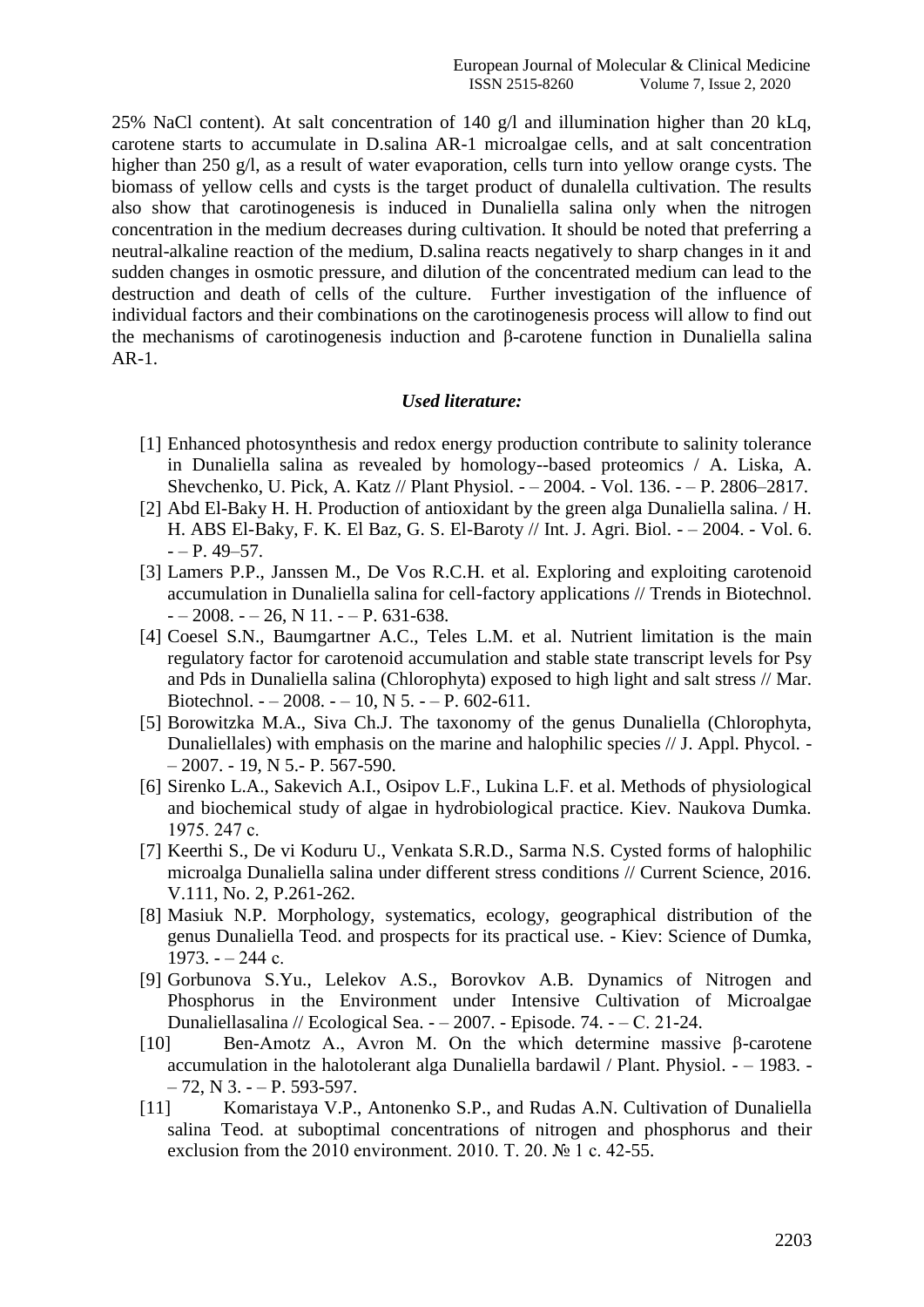25% NaCl content). At salt concentration of 140 g/l and illumination higher than 20 kLq, carotene starts to accumulate in D.salina AR-1 microalgae cells, and at salt concentration higher than 250 g/l, as a result of water evaporation, cells turn into yellow orange cysts. The biomass of yellow cells and cysts is the target product of dunalella cultivation. The results also show that carotinogenesis is induced in Dunaliella salina only when the nitrogen concentration in the medium decreases during cultivation. It should be noted that preferring a neutral-alkaline reaction of the medium, D.salina reacts negatively to sharp changes in it and sudden changes in osmotic pressure, and dilution of the concentrated medium can lead to the destruction and death of cells of the culture. Further investigation of the influence of individual factors and their combinations on the carotinogenesis process will allow to find out the mechanisms of carotinogenesis induction and β-carotene function in Dunaliella salina AR-1.

### *Used literature:*

[1] Enhanced photosynthesis and redox energy production contribute to salinity tolerance in Dunaliella salina as revealed by homology--based proteomics / A. Liska, A. Shevchenko, U. Pick, A. Katz // Plant Physiol. - – 2004. - Vol. 136. - – P. 2806–2817.

[2] Abd El-Baky H. H. Production of antioxidant by the green alga Dunaliella salina. / H. H. ABS El-Baky, F. K. El Baz, G. S. El-Baroty // Int. J. Agri. Biol. - – 2004. - Vol. 6. - – P. 49–57.

[3] Lamers P.P., Janssen M., De Vos R.C.H. et al. Exploring and exploiting carotenoid accumulation in Dunaliella salina for cell-factory applications // Trends in Biotechnol. - – 2008. - – 26, N 11. - – P. 631-638.

[4] Coesel S.N., Baumgartner A.C., Teles L.M. et al. Nutrient limitation is the main regulatory factor for carotenoid accumulation and stable state transcript levels for Psy and Pds in Dunaliella salina (Chlorophyta) exposed to high light and salt stress // Mar. Biotechnol. - – 2008. - – 10, N 5. - – P. 602-611.

[5] Borowitzka M.A., Siva Ch.J. The taxonomy of the genus Dunaliella (Chlorophyta, Dunaliellales) with emphasis on the marine and halophilic species // J. Appl. Phycol. - – 2007. - 19, N 5.- P. 567-590.

[6] Sirenko L.A., Sakevich A.I., Osipov L.F., Lukina L.F. et al. Methods of physiological and biochemical study of algae in hydrobiological practice. Kiev. Naukova Dumka. 1975. 247 c.

[7] Keerthi S., De vi Koduru U., Venkata S.R.D., Sarma N.S. Cysted forms of halophilic microalga Dunaliella salina under different stress conditions // Current Science, 2016. V.111, No. 2, P.261-262.

[8] Masiuk N.P. Morphology, systematics, ecology, geographical distribution of the genus Dunaliella Teod. and prospects for its practical use. - Kiev: Science of Dumka, 1973. - – 244 c.

[9] Gorbunova S.Yu., Lelekov A.S., Borovkov A.B. Dynamics of Nitrogen and Phosphorus in the Environment under Intensive Cultivation of Microalgae Dunaliellasalina // Ecological Sea. - – 2007. - Episode. 74. - – C. 21-24.

[10] Ben-Amotz A., Avron M. On the which determine massive β-carotene accumulation in the halotolerant alga Dunaliella bardawil / Plant. Physiol. - – 1983. - – 72, N 3. - – P. 593-597.

[11] Komaristaya V.P., Antonenko S.P., and Rudas A.N. Cultivation of Dunaliella salina Teod. at suboptimal concentrations of nitrogen and phosphorus and their exclusion from the 2010 environment. 2010. T. 20. № 1 c. 42-55.